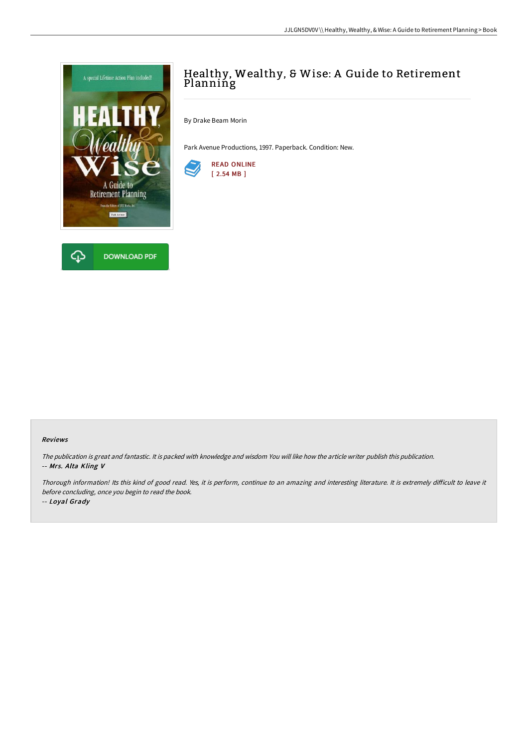# Healthy, Wealthy, & Wise: A Guide to Retirement Planning

By Drake Beam Morin

Park Avenue Productions, 1997. Paperback. Condition: New.

READ ONLINE
[ 2.54 MB ]

DOWNLOAD PDF

### Reviews

*The publication is great and fantastic. It is packed with knowledge and wisdom You will like how the article writer publish this publication.*
-- ***Mrs. Alta Kling V***

*Thorough information! Its this kind of good read. Yes, it is perform, continue to an amazing and interesting literature. It is extremely difficult to leave it before concluding, once you begin to read the book.*
-- ***Loyal Grady***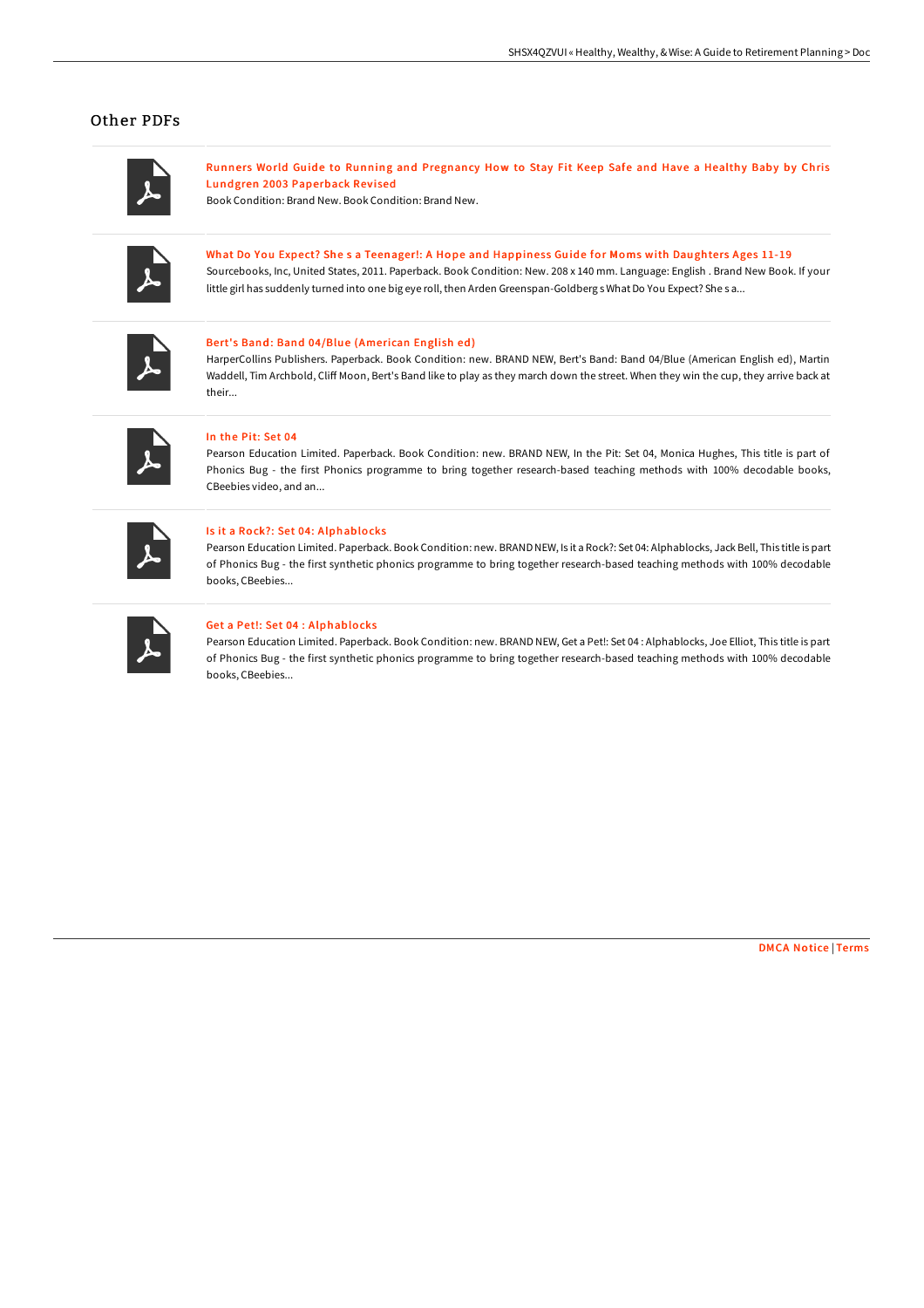## Other PDFs

**Runners World Guide to Running and Pregnancy How to Stay Fit Keep Safe and Have a Healthy Baby by Chris Lundgren 2003 Paperback Revised**

Book Condition: Brand New. Book Condition: Brand New.

**What Do You Expect? She s a Teenager!: A Hope and Happiness Guide for Moms with Daughters Ages 11-19**

Sourcebooks, Inc, United States, 2011. Paperback. Book Condition: New. 208 x 140 mm. Language: English . Brand New Book. If your little girl has suddenly turned into one big eye roll, then Arden Greenspan-Goldberg s What Do You Expect? She s a...

**Bert's Band: Band 04/Blue (American English ed)**

HarperCollins Publishers. Paperback. Book Condition: new. BRAND NEW, Bert's Band: Band 04/Blue (American English ed), Martin Waddell, Tim Archbold, Cliff Moon, Bert's Band like to play as they march down the street. When they win the cup, they arrive back at their...

**In the Pit: Set 04**

Pearson Education Limited. Paperback. Book Condition: new. BRAND NEW, In the Pit: Set 04, Monica Hughes, This title is part of Phonics Bug - the first Phonics programme to bring together research-based teaching methods with 100% decodable books, CBeebies video, and an...

**Is it a Rock?: Set 04: Alphablocks**

Pearson Education Limited. Paperback. Book Condition: new. BRAND NEW, Is it a Rock?: Set 04: Alphablocks, Jack Bell, This title is part of Phonics Bug - the first synthetic phonics programme to bring together research-based teaching methods with 100% decodable books, CBeebies...

**Get a Pet!: Set 04 : Alphablocks**

Pearson Education Limited. Paperback. Book Condition: new. BRAND NEW, Get a Pet!: Set 04 : Alphablocks, Joe Elliot, This title is part of Phonics Bug - the first synthetic phonics programme to bring together research-based teaching methods with 100% decodable books, CBeebies...